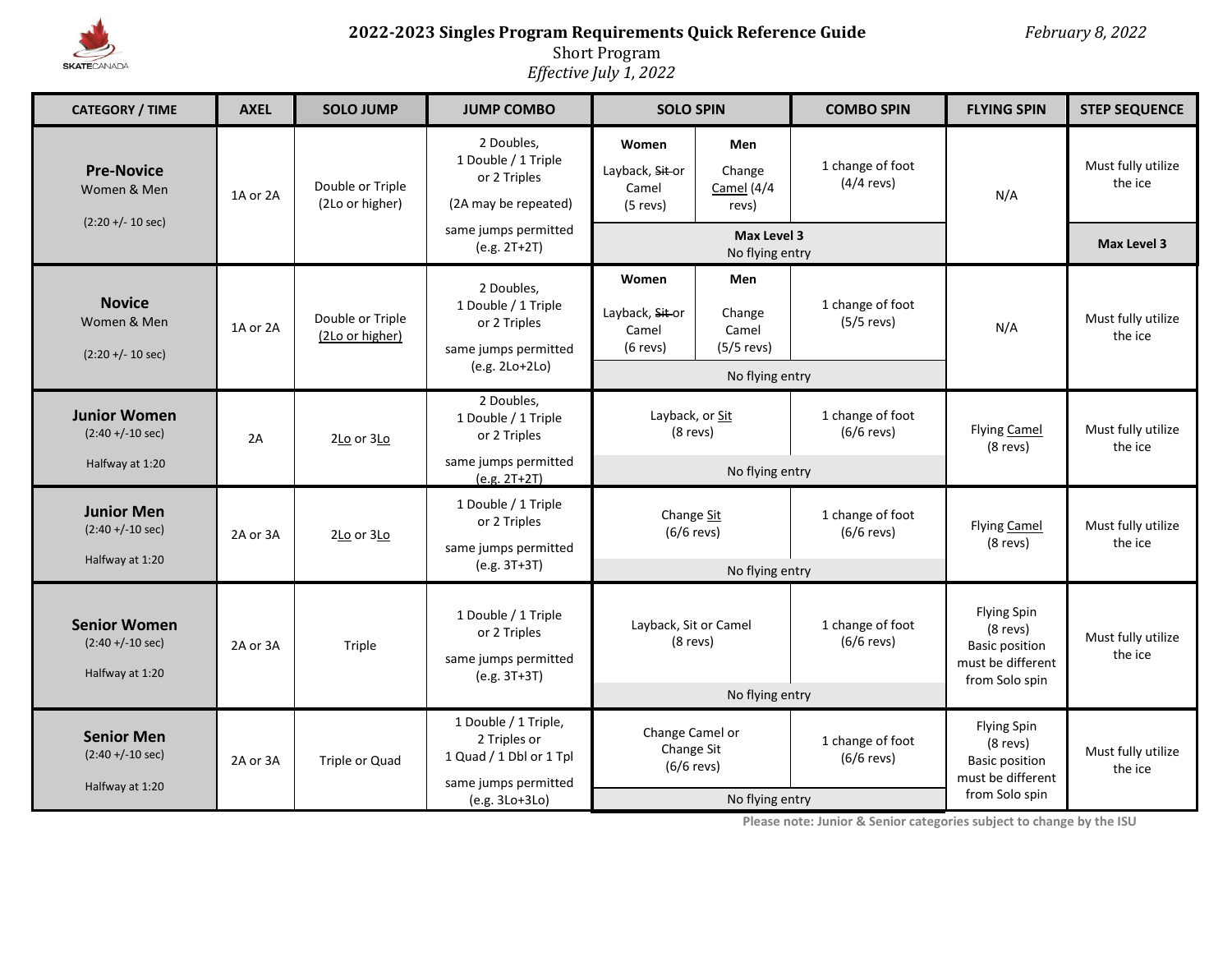# 2022-2023 Singles Program Requirements Quick Reference Guide

*February 8, 2022*

Short Program

*Effective July 1, 2022*

| CATEGORY / TIME | AXEL | SOLO JUMP | JUMP COMBO | SOLO SPIN | | COMBO SPIN | FLYING SPIN | STEP SEQUENCE |
|---|---|---|---|---|---|---|---|---|
| **Pre-Novice** Women & Men (2:20 +/- 10 sec) | 1A or 2A | Double or Triple (2Lo or higher) | 2 Doubles, 1 Double / 1 Triple or 2 Triples (2A may be repeated) same jumps permitted (e.g. 2T+2T) | **Women** Layback, ~~Sit~~ or Camel (5 revs) | **Men** Change Camel (4/4 revs) | 1 change of foot (4/4 revs) | N/A | Must fully utilize the ice |
| | | | | **Max Level 3** No flying entry | | | | **Max Level 3** |
| **Novice** Women & Men (2:20 +/- 10 sec) | 1A or 2A | Double or Triple (2Lo or higher) | 2 Doubles, 1 Double / 1 Triple or 2 Triples same jumps permitted (e.g. 2Lo+2Lo) | **Women** Layback, ~~Sit~~ or Camel (6 revs) | **Men** Change Camel (5/5 revs) | 1 change of foot (5/5 revs) | N/A | Must fully utilize the ice |
| | | | | No flying entry | | | | |
| **Junior Women** (2:40 +/-10 sec) Halfway at 1:20 | 2A | 2Lo or 3Lo | 2 Doubles, 1 Double / 1 Triple or 2 Triples same jumps permitted (e.g. 2T+2T) | Layback, or Sit (8 revs) | | 1 change of foot (6/6 revs) | Flying Camel (8 revs) | Must fully utilize the ice |
| | | | | No flying entry | | | | |
| **Junior Men** (2:40 +/-10 sec) Halfway at 1:20 | 2A or 3A | 2Lo or 3Lo | 1 Double / 1 Triple or 2 Triples same jumps permitted (e.g. 3T+3T) | Change Sit (6/6 revs) | | 1 change of foot (6/6 revs) | Flying Camel (8 revs) | Must fully utilize the ice |
| | | | | No flying entry | | | | |
| **Senior Women** (2:40 +/-10 sec) Halfway at 1:20 | 2A or 3A | Triple | 1 Double / 1 Triple or 2 Triples same jumps permitted (e.g. 3T+3T) | Layback, Sit or Camel (8 revs) | | 1 change of foot (6/6 revs) | Flying Spin (8 revs) Basic position must be different from Solo spin | Must fully utilize the ice |
| | | | | No flying entry | | | | |
| **Senior Men** (2:40 +/-10 sec) Halfway at 1:20 | 2A or 3A | Triple or Quad | 1 Double / 1 Triple, 2 Triples or 1 Quad / 1 Dbl or 1 Tpl same jumps permitted (e.g. 3Lo+3Lo) | Change Camel or Change Sit (6/6 revs) | | 1 change of foot (6/6 revs) | Flying Spin (8 revs) Basic position must be different from Solo spin | Must fully utilize the ice |
| | | | | No flying entry | | | | |

**Please note: Junior & Senior categories subject to change by the ISU**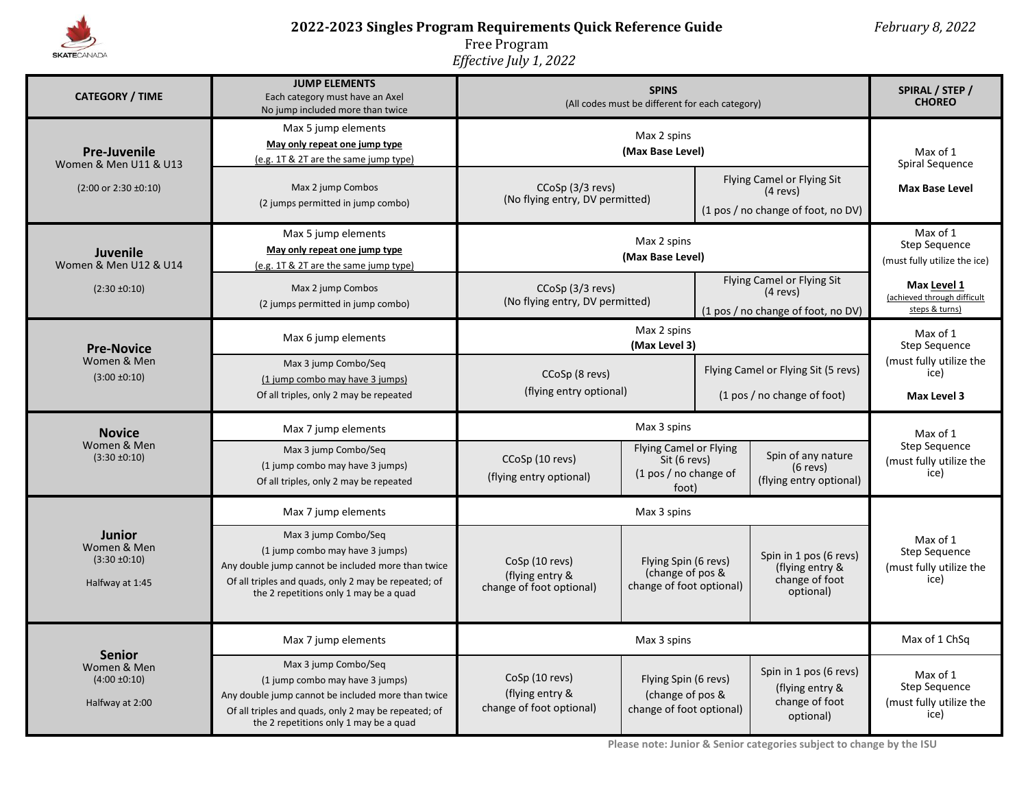# 2022-2023 Singles Program Requirements Quick Reference Guide

*February 8, 2022*

Free Program

*Effective July 1, 2022*

| CATEGORY / TIME | JUMP ELEMENTS<br>Each category must have an Axel<br>No jump included more than twice | SPINS<br>(All codes must be different for each category) | | | SPIRAL / STEP / CHOREO |
|---|---|---|---|---|---|
| **Pre-Juvenile**<br>Women & Men U11 & U13<br>(2:00 or 2:30 ±0:10) | Max 5 jump elements<br>**May only repeat one jump type**<br>(e.g. 1T & 2T are the same jump type) | Max 2 spins<br>**(Max Base Level)** | | | Max of 1<br>Spiral Sequence<br>**Max Base Level** |
| | Max 2 jump Combos<br>(2 jumps permitted in jump combo) | CCoSp (3/3 revs)<br>(No flying entry, DV permitted) | Flying Camel or Flying Sit<br>(4 revs)<br>(1 pos / no change of foot, no DV) | | |
| **Juvenile**<br>Women & Men U12 & U14<br>(2:30 ±0:10) | Max 5 jump elements<br>**May only repeat one jump type**<br>(e.g. 1T & 2T are the same jump type) | Max 2 spins<br>**(Max Base Level)** | | | Max of 1<br>Step Sequence<br>(must fully utilize the ice)<br>**Max Level 1**<br>(achieved through difficult steps & turns) |
| | Max 2 jump Combos<br>(2 jumps permitted in jump combo) | CCoSp (3/3 revs)<br>(No flying entry, DV permitted) | Flying Camel or Flying Sit<br>(4 revs)<br>(1 pos / no change of foot, no DV) | | |
| **Pre-Novice**<br>Women & Men<br>(3:00 ±0:10) | Max 6 jump elements | Max 2 spins<br>**(Max Level 3)** | | | Max of 1<br>Step Sequence<br>(must fully utilize the ice)<br>**Max Level 3** |
| | Max 3 jump Combo/Seq<br>(1 jump combo may have 3 jumps)<br>Of all triples, only 2 may be repeated | CCoSp (8 revs)<br>(flying entry optional) | Flying Camel or Flying Sit (5 revs)<br>(1 pos / no change of foot) | | |
| **Novice**<br>Women & Men<br>(3:30 ±0:10) | Max 7 jump elements | Max 3 spins | | | Max of 1<br>Step Sequence<br>(must fully utilize the ice) |
| | Max 3 jump Combo/Seq<br>(1 jump combo may have 3 jumps)<br>Of all triples, only 2 may be repeated | CCoSp (10 revs)<br>(flying entry optional) | Flying Camel or Flying Sit (6 revs)<br>(1 pos / no change of foot) | Spin of any nature<br>(6 revs)<br>(flying entry optional) | |
| **Junior**<br>Women & Men<br>(3:30 ±0:10)<br>Halfway at 1:45 | Max 7 jump elements | Max 3 spins | | | Max of 1<br>Step Sequence<br>(must fully utilize the ice) |
| | Max 3 jump Combo/Seq<br>(1 jump combo may have 3 jumps)<br>Any double jump cannot be included more than twice<br>Of all triples and quads, only 2 may be repeated; of the 2 repetitions only 1 may be a quad | CoSp (10 revs)<br>(flying entry & change of foot optional) | Flying Spin (6 revs)<br>(change of pos & change of foot optional) | Spin in 1 pos (6 revs)<br>(flying entry & change of foot optional) | |
| **Senior**<br>Women & Men<br>(4:00 ±0:10)<br>Halfway at 2:00 | Max 7 jump elements | Max 3 spins | | | Max of 1 ChSq |
| | Max 3 jump Combo/Seq<br>(1 jump combo may have 3 jumps)<br>Any double jump cannot be included more than twice<br>Of all triples and quads, only 2 may be repeated; of the 2 repetitions only 1 may be a quad | CoSp (10 revs)<br>(flying entry & change of foot optional) | Flying Spin (6 revs)<br>(change of pos & change of foot optional) | Spin in 1 pos (6 revs)<br>(flying entry & change of foot optional) | Max of 1<br>Step Sequence<br>(must fully utilize the ice) |

**Please note: Junior & Senior categories subject to change by the ISU**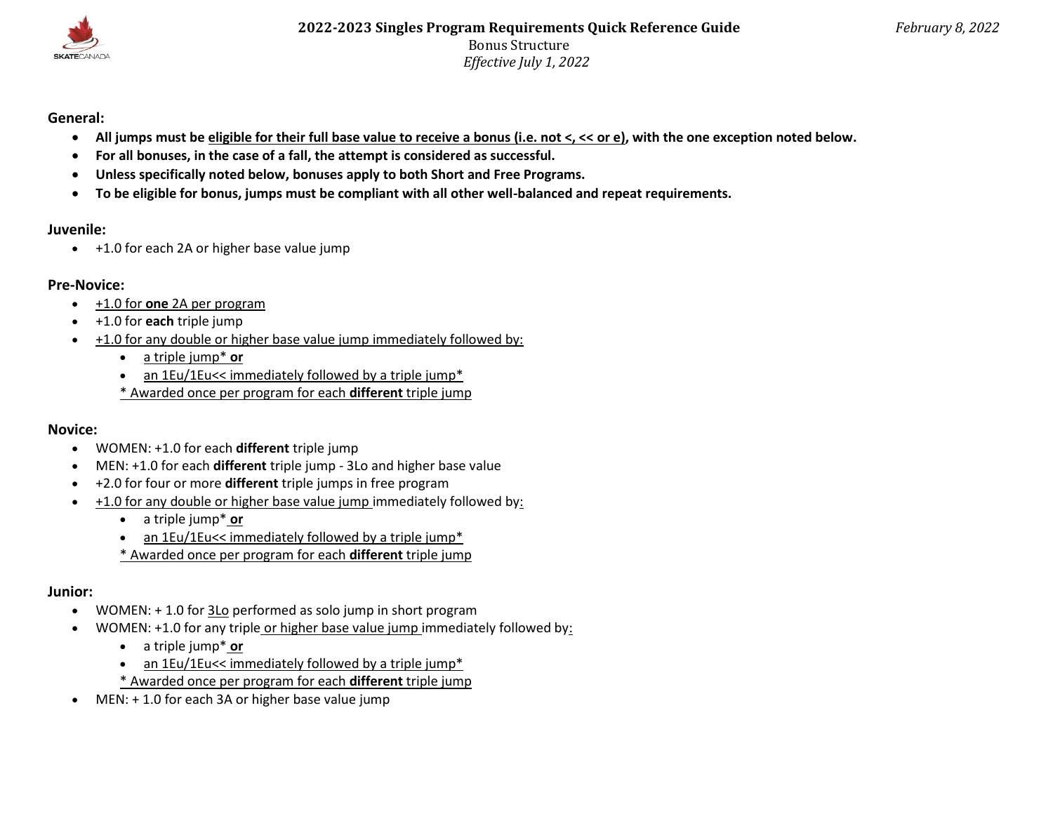# 2022-2023 Singles Program Requirements Quick Reference Guide

Bonus Structure

*Effective July 1, 2022*

*February 8, 2022*

**General:**

- **All jumps must be eligible for their full base value to receive a bonus (i.e. not <, << or e), with the one exception noted below.**
- **For all bonuses, in the case of a fall, the attempt is considered as successful.**
- **Unless specifically noted below, bonuses apply to both Short and Free Programs.**
- **To be eligible for bonus, jumps must be compliant with all other well-balanced and repeat requirements.**

**Juvenile:**

- +1.0 for each 2A or higher base value jump

**Pre-Novice:**

- +1.0 for **one** 2A per program
- +1.0 for **each** triple jump
- +1.0 for any double or higher base value jump immediately followed by:
  - a triple jump* **or**
  - an 1Eu/1Eu<< immediately followed by a triple jump*

  \* Awarded once per program for each **different** triple jump

**Novice:**

- WOMEN: +1.0 for each **different** triple jump
- MEN: +1.0 for each **different** triple jump - 3Lo and higher base value
- +2.0 for four or more **different** triple jumps in free program
- +1.0 for any double or higher base value jump immediately followed by:
  - a triple jump* **or**
  - an 1Eu/1Eu<< immediately followed by a triple jump*

  \* Awarded once per program for each **different** triple jump

**Junior:**

- WOMEN: + 1.0 for 3Lo performed as solo jump in short program
- WOMEN: +1.0 for any triple or higher base value jump immediately followed by:
  - a triple jump* **or**
  - an 1Eu/1Eu<< immediately followed by a triple jump*

  \* Awarded once per program for each **different** triple jump
- MEN: + 1.0 for each 3A or higher base value jump